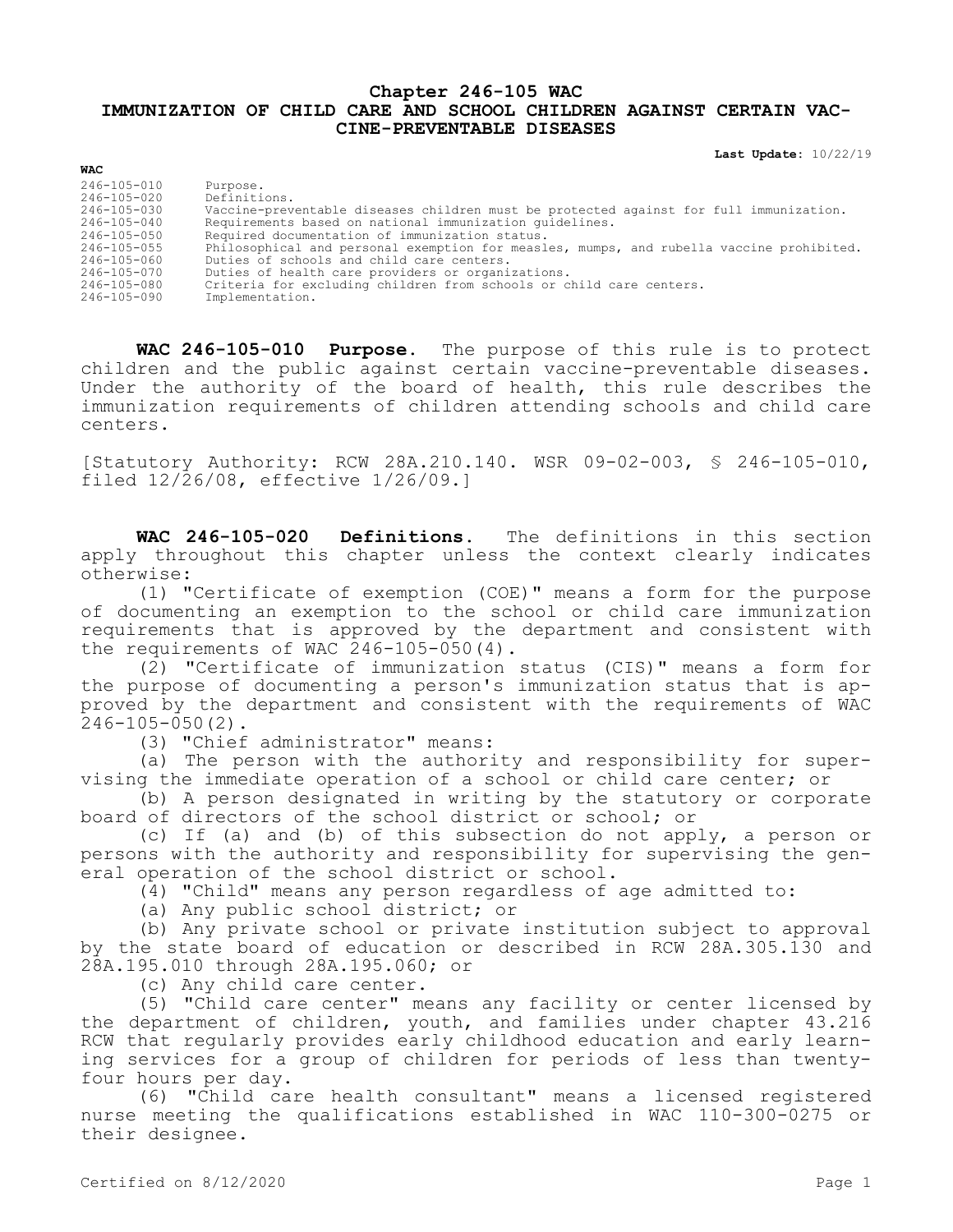# Chapter 246-105 WAC
# IMMUNIZATION OF CHILD CARE AND SCHOOL CHILDREN AGAINST CERTAIN VACCINE-PREVENTABLE DISEASES

**Last Update:** 10/22/19

**WAC**

| | |
|---|---|
| 246-105-010 | Purpose. |
| 246-105-020 | Definitions. |
| 246-105-030 | Vaccine-preventable diseases children must be protected against for full immunization. |
| 246-105-040 | Requirements based on national immunization guidelines. |
| 246-105-050 | Required documentation of immunization status. |
| 246-105-055 | Philosophical and personal exemption for measles, mumps, and rubella vaccine prohibited. |
| 246-105-060 | Duties of schools and child care centers. |
| 246-105-070 | Duties of health care providers or organizations. |
| 246-105-080 | Criteria for excluding children from schools or child care centers. |
| 246-105-090 | Implementation. |

**WAC 246-105-010 Purpose.** The purpose of this rule is to protect children and the public against certain vaccine-preventable diseases. Under the authority of the board of health, this rule describes the immunization requirements of children attending schools and child care centers.

[Statutory Authority: RCW 28A.210.140. WSR 09-02-003, § 246-105-010, filed 12/26/08, effective 1/26/09.]

**WAC 246-105-020 Definitions.** The definitions in this section apply throughout this chapter unless the context clearly indicates otherwise:

(1) "Certificate of exemption (COE)" means a form for the purpose of documenting an exemption to the school or child care immunization requirements that is approved by the department and consistent with the requirements of WAC 246-105-050(4).

(2) "Certificate of immunization status (CIS)" means a form for the purpose of documenting a person's immunization status that is approved by the department and consistent with the requirements of WAC 246-105-050(2).

(3) "Chief administrator" means:

(a) The person with the authority and responsibility for supervising the immediate operation of a school or child care center; or

(b) A person designated in writing by the statutory or corporate board of directors of the school district or school; or

(c) If (a) and (b) of this subsection do not apply, a person or persons with the authority and responsibility for supervising the general operation of the school district or school.

(4) "Child" means any person regardless of age admitted to:

(a) Any public school district; or

(b) Any private school or private institution subject to approval by the state board of education or described in RCW 28A.305.130 and 28A.195.010 through 28A.195.060; or

(c) Any child care center.

(5) "Child care center" means any facility or center licensed by the department of children, youth, and families under chapter 43.216 RCW that regularly provides early childhood education and early learning services for a group of children for periods of less than twenty-four hours per day.

(6) "Child care health consultant" means a licensed registered nurse meeting the qualifications established in WAC 110-300-0275 or their designee.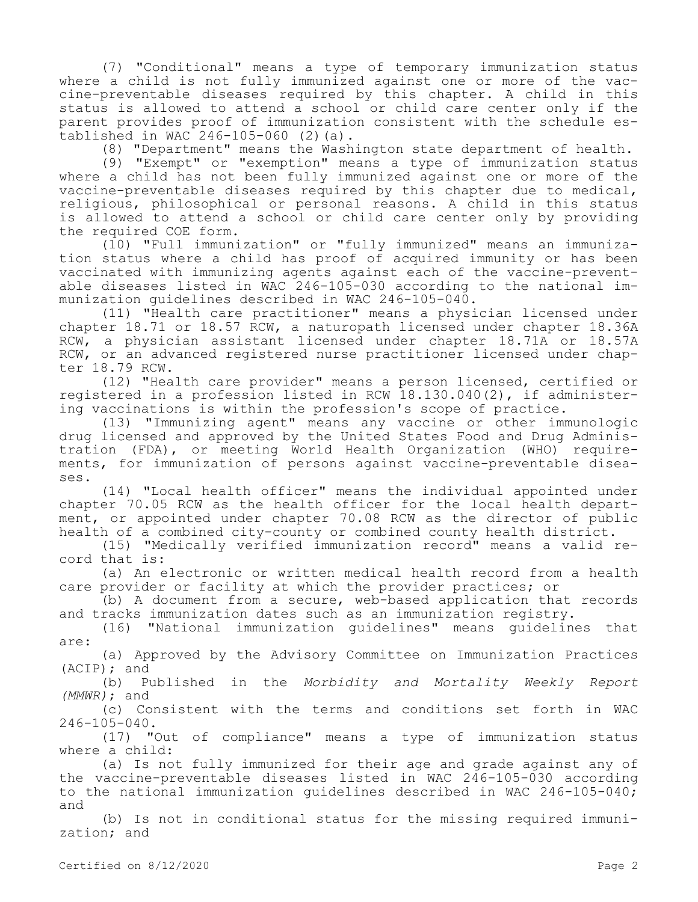(7) "Conditional" means a type of temporary immunization status where a child is not fully immunized against one or more of the vaccine-preventable diseases required by this chapter. A child in this status is allowed to attend a school or child care center only if the parent provides proof of immunization consistent with the schedule established in WAC 246-105-060 (2)(a).

(8) "Department" means the Washington state department of health.

(9) "Exempt" or "exemption" means a type of immunization status where a child has not been fully immunized against one or more of the vaccine-preventable diseases required by this chapter due to medical, religious, philosophical or personal reasons. A child in this status is allowed to attend a school or child care center only by providing the required COE form.

(10) "Full immunization" or "fully immunized" means an immunization status where a child has proof of acquired immunity or has been vaccinated with immunizing agents against each of the vaccine-preventable diseases listed in WAC 246-105-030 according to the national immunization guidelines described in WAC 246-105-040.

(11) "Health care practitioner" means a physician licensed under chapter 18.71 or 18.57 RCW, a naturopath licensed under chapter 18.36A RCW, a physician assistant licensed under chapter 18.71A or 18.57A RCW, or an advanced registered nurse practitioner licensed under chapter 18.79 RCW.

(12) "Health care provider" means a person licensed, certified or registered in a profession listed in RCW 18.130.040(2), if administering vaccinations is within the profession's scope of practice.

(13) "Immunizing agent" means any vaccine or other immunologic drug licensed and approved by the United States Food and Drug Administration (FDA), or meeting World Health Organization (WHO) requirements, for immunization of persons against vaccine-preventable diseases.

(14) "Local health officer" means the individual appointed under chapter 70.05 RCW as the health officer for the local health department, or appointed under chapter 70.08 RCW as the director of public health of a combined city-county or combined county health district.

(15) "Medically verified immunization record" means a valid record that is:

(a) An electronic or written medical health record from a health care provider or facility at which the provider practices; or

(b) A document from a secure, web-based application that records and tracks immunization dates such as an immunization registry.

(16) "National immunization guidelines" means guidelines that are:

(a) Approved by the Advisory Committee on Immunization Practices (ACIP); and

(b) Published in the *Morbidity and Mortality Weekly Report (MMWR)*; and

(c) Consistent with the terms and conditions set forth in WAC 246-105-040.

(17) "Out of compliance" means a type of immunization status where a child:

(a) Is not fully immunized for their age and grade against any of the vaccine-preventable diseases listed in WAC 246-105-030 according to the national immunization guidelines described in WAC 246-105-040; and

(b) Is not in conditional status for the missing required immunization; and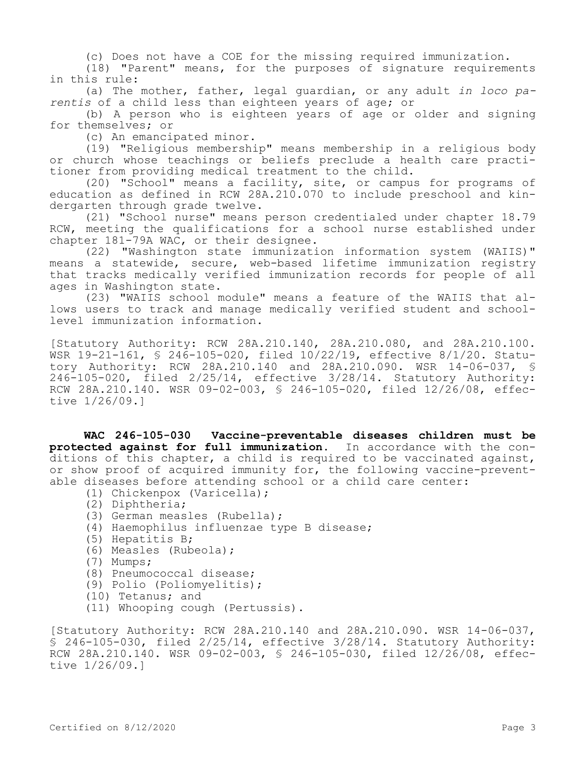(c) Does not have a COE for the missing required immunization.

(18) "Parent" means, for the purposes of signature requirements in this rule:

(a) The mother, father, legal guardian, or any adult *in loco parentis* of a child less than eighteen years of age; or

(b) A person who is eighteen years of age or older and signing for themselves; or

(c) An emancipated minor.

(19) "Religious membership" means membership in a religious body or church whose teachings or beliefs preclude a health care practitioner from providing medical treatment to the child.

(20) "School" means a facility, site, or campus for programs of education as defined in RCW 28A.210.070 to include preschool and kindergarten through grade twelve.

(21) "School nurse" means person credentialed under chapter 18.79 RCW, meeting the qualifications for a school nurse established under chapter 181-79A WAC, or their designee.

(22) "Washington state immunization information system (WAIIS)" means a statewide, secure, web-based lifetime immunization registry that tracks medically verified immunization records for people of all ages in Washington state.

(23) "WAIIS school module" means a feature of the WAIIS that allows users to track and manage medically verified student and school-level immunization information.

[Statutory Authority: RCW 28A.210.140, 28A.210.080, and 28A.210.100. WSR 19-21-161, § 246-105-020, filed 10/22/19, effective 8/1/20. Statutory Authority: RCW 28A.210.140 and 28A.210.090. WSR 14-06-037, § 246-105-020, filed 2/25/14, effective 3/28/14. Statutory Authority: RCW 28A.210.140. WSR 09-02-003, § 246-105-020, filed 12/26/08, effective 1/26/09.]

**WAC 246-105-030 Vaccine-preventable diseases children must be protected against for full immunization.** In accordance with the conditions of this chapter, a child is required to be vaccinated against, or show proof of acquired immunity for, the following vaccine-preventable diseases before attending school or a child care center:

(1) Chickenpox (Varicella);

(2) Diphtheria;

(3) German measles (Rubella);

(4) Haemophilus influenzae type B disease;

(5) Hepatitis B;

(6) Measles (Rubeola);

(7) Mumps;

(8) Pneumococcal disease;

(9) Polio (Poliomyelitis);

(10) Tetanus; and

(11) Whooping cough (Pertussis).

[Statutory Authority: RCW 28A.210.140 and 28A.210.090. WSR 14-06-037, § 246-105-030, filed 2/25/14, effective 3/28/14. Statutory Authority: RCW 28A.210.140. WSR 09-02-003, § 246-105-030, filed 12/26/08, effective 1/26/09.]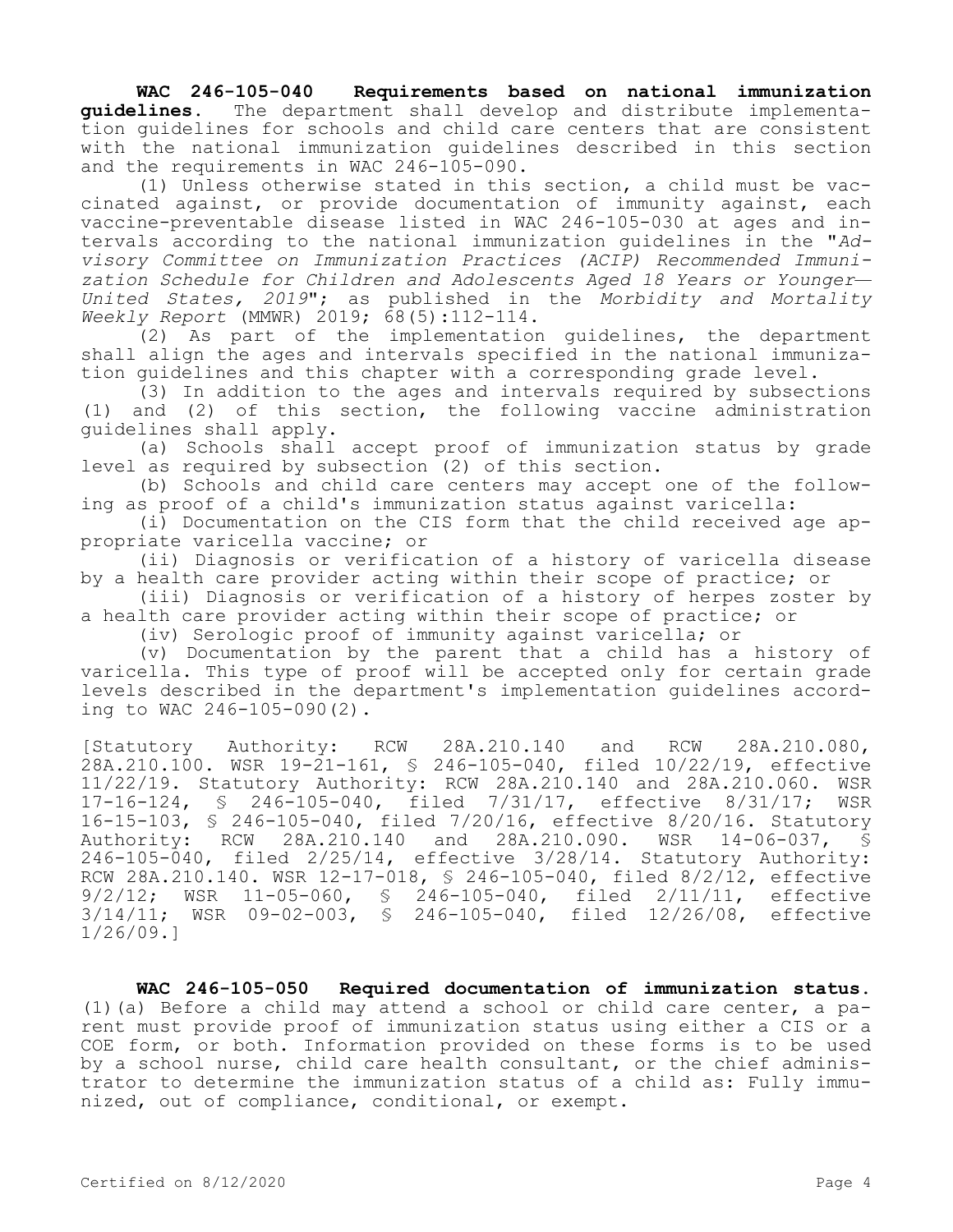**WAC 246-105-040 Requirements based on national immunization guidelines.** The department shall develop and distribute implementation guidelines for schools and child care centers that are consistent with the national immunization guidelines described in this section and the requirements in WAC 246-105-090.

(1) Unless otherwise stated in this section, a child must be vaccinated against, or provide documentation of immunity against, each vaccine-preventable disease listed in WAC 246-105-030 at ages and intervals according to the national immunization guidelines in the "*Advisory Committee on Immunization Practices (ACIP) Recommended Immunization Schedule for Children and Adolescents Aged 18 Years or Younger—United States, 2019*"; as published in the *Morbidity and Mortality Weekly Report* (MMWR) 2019; 68(5):112-114.

(2) As part of the implementation guidelines, the department shall align the ages and intervals specified in the national immunization guidelines and this chapter with a corresponding grade level.

(3) In addition to the ages and intervals required by subsections (1) and (2) of this section, the following vaccine administration guidelines shall apply.

(a) Schools shall accept proof of immunization status by grade level as required by subsection (2) of this section.

(b) Schools and child care centers may accept one of the following as proof of a child's immunization status against varicella:

(i) Documentation on the CIS form that the child received age appropriate varicella vaccine; or

(ii) Diagnosis or verification of a history of varicella disease by a health care provider acting within their scope of practice; or

(iii) Diagnosis or verification of a history of herpes zoster by a health care provider acting within their scope of practice; or

(iv) Serologic proof of immunity against varicella; or

(v) Documentation by the parent that a child has a history of varicella. This type of proof will be accepted only for certain grade levels described in the department's implementation guidelines according to WAC 246-105-090(2).

[Statutory Authority: RCW 28A.210.140 and RCW 28A.210.080, 28A.210.100. WSR 19-21-161, § 246-105-040, filed 10/22/19, effective 11/22/19. Statutory Authority: RCW 28A.210.140 and 28A.210.060. WSR 17-16-124, § 246-105-040, filed 7/31/17, effective 8/31/17; WSR 16-15-103, § 246-105-040, filed 7/20/16, effective 8/20/16. Statutory Authority: RCW 28A.210.140 and 28A.210.090. WSR 14-06-037, § 246-105-040, filed 2/25/14, effective 3/28/14. Statutory Authority: RCW 28A.210.140. WSR 12-17-018, § 246-105-040, filed 8/2/12, effective 9/2/12; WSR 11-05-060, § 246-105-040, filed 2/11/11, effective 3/14/11; WSR 09-02-003, § 246-105-040, filed 12/26/08, effective 1/26/09.]

**WAC 246-105-050 Required documentation of immunization status.** (1)(a) Before a child may attend a school or child care center, a parent must provide proof of immunization status using either a CIS or a COE form, or both. Information provided on these forms is to be used by a school nurse, child care health consultant, or the chief administrator to determine the immunization status of a child as: Fully immunized, out of compliance, conditional, or exempt.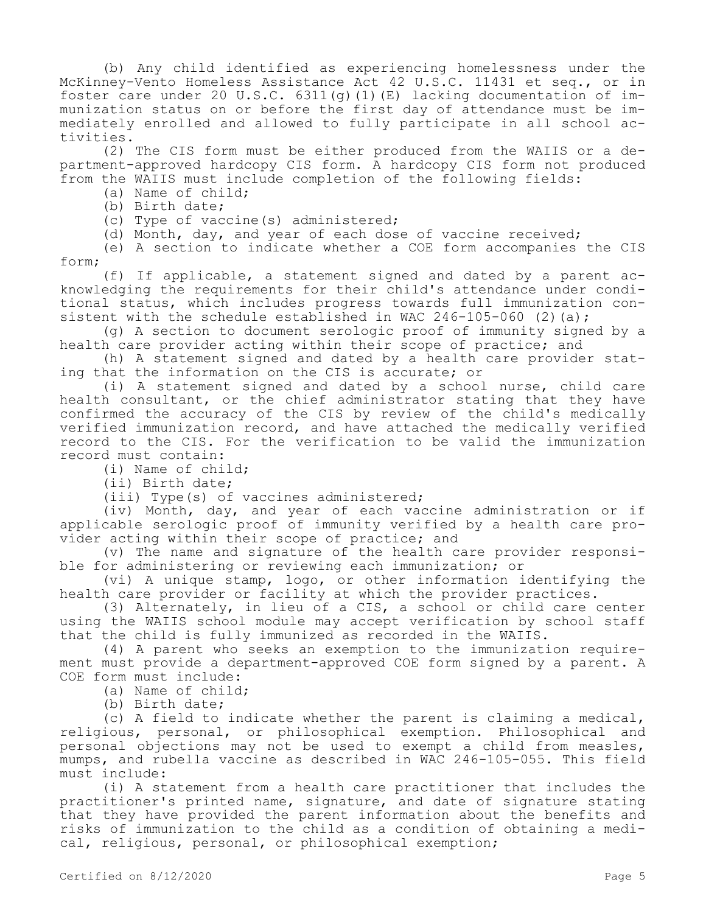(b) Any child identified as experiencing homelessness under the McKinney-Vento Homeless Assistance Act 42 U.S.C. 11431 et seq., or in foster care under 20 U.S.C. 6311(g)(1)(E) lacking documentation of immunization status on or before the first day of attendance must be immediately enrolled and allowed to fully participate in all school activities.

(2) The CIS form must be either produced from the WAIIS or a department-approved hardcopy CIS form. A hardcopy CIS form not produced from the WAIIS must include completion of the following fields:

(a) Name of child;

(b) Birth date;

(c) Type of vaccine(s) administered;

(d) Month, day, and year of each dose of vaccine received;

(e) A section to indicate whether a COE form accompanies the CIS form;

(f) If applicable, a statement signed and dated by a parent acknowledging the requirements for their child's attendance under conditional status, which includes progress towards full immunization consistent with the schedule established in WAC 246-105-060 (2)(a);

(g) A section to document serologic proof of immunity signed by a health care provider acting within their scope of practice; and

(h) A statement signed and dated by a health care provider stating that the information on the CIS is accurate; or

(i) A statement signed and dated by a school nurse, child care health consultant, or the chief administrator stating that they have confirmed the accuracy of the CIS by review of the child's medically verified immunization record, and have attached the medically verified record to the CIS. For the verification to be valid the immunization record must contain:

(i) Name of child;

(ii) Birth date;

(iii) Type(s) of vaccines administered;

(iv) Month, day, and year of each vaccine administration or if applicable serologic proof of immunity verified by a health care provider acting within their scope of practice; and

(v) The name and signature of the health care provider responsible for administering or reviewing each immunization; or

(vi) A unique stamp, logo, or other information identifying the health care provider or facility at which the provider practices.

(3) Alternately, in lieu of a CIS, a school or child care center using the WAIIS school module may accept verification by school staff that the child is fully immunized as recorded in the WAIIS.

(4) A parent who seeks an exemption to the immunization requirement must provide a department-approved COE form signed by a parent. A COE form must include:

(a) Name of child;

(b) Birth date;

(c) A field to indicate whether the parent is claiming a medical, religious, personal, or philosophical exemption. Philosophical and personal objections may not be used to exempt a child from measles, mumps, and rubella vaccine as described in WAC 246-105-055. This field must include:

(i) A statement from a health care practitioner that includes the practitioner's printed name, signature, and date of signature stating that they have provided the parent information about the benefits and risks of immunization to the child as a condition of obtaining a medical, religious, personal, or philosophical exemption;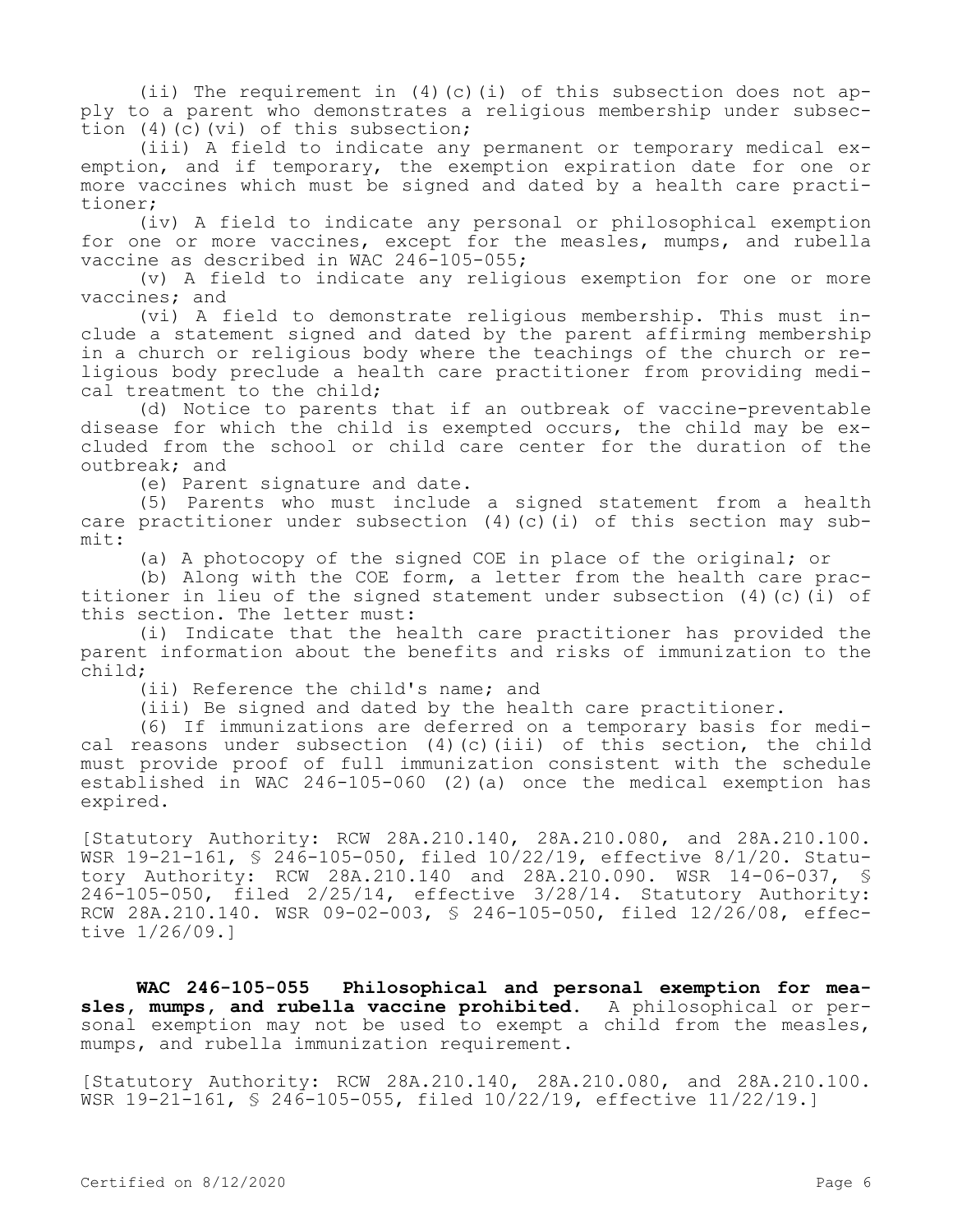(ii) The requirement in (4)(c)(i) of this subsection does not apply to a parent who demonstrates a religious membership under subsection (4)(c)(vi) of this subsection;

(iii) A field to indicate any permanent or temporary medical exemption, and if temporary, the exemption expiration date for one or more vaccines which must be signed and dated by a health care practitioner;

(iv) A field to indicate any personal or philosophical exemption for one or more vaccines, except for the measles, mumps, and rubella vaccine as described in WAC 246-105-055;

(v) A field to indicate any religious exemption for one or more vaccines; and

(vi) A field to demonstrate religious membership. This must include a statement signed and dated by the parent affirming membership in a church or religious body where the teachings of the church or religious body preclude a health care practitioner from providing medical treatment to the child;

(d) Notice to parents that if an outbreak of vaccine-preventable disease for which the child is exempted occurs, the child may be excluded from the school or child care center for the duration of the outbreak; and

(e) Parent signature and date.

(5) Parents who must include a signed statement from a health care practitioner under subsection (4)(c)(i) of this section may submit:

(a) A photocopy of the signed COE in place of the original; or

(b) Along with the COE form, a letter from the health care practitioner in lieu of the signed statement under subsection (4)(c)(i) of this section. The letter must:

(i) Indicate that the health care practitioner has provided the parent information about the benefits and risks of immunization to the child;

(ii) Reference the child's name; and

(iii) Be signed and dated by the health care practitioner.

(6) If immunizations are deferred on a temporary basis for medical reasons under subsection (4)(c)(iii) of this section, the child must provide proof of full immunization consistent with the schedule established in WAC 246-105-060 (2)(a) once the medical exemption has expired.

[Statutory Authority: RCW 28A.210.140, 28A.210.080, and 28A.210.100. WSR 19-21-161, § 246-105-050, filed 10/22/19, effective 8/1/20. Statutory Authority: RCW 28A.210.140 and 28A.210.090. WSR 14-06-037, § 246-105-050, filed 2/25/14, effective 3/28/14. Statutory Authority: RCW 28A.210.140. WSR 09-02-003, § 246-105-050, filed 12/26/08, effective 1/26/09.]

**WAC 246-105-055 Philosophical and personal exemption for measles, mumps, and rubella vaccine prohibited.** A philosophical or personal exemption may not be used to exempt a child from the measles, mumps, and rubella immunization requirement.

[Statutory Authority: RCW 28A.210.140, 28A.210.080, and 28A.210.100. WSR 19-21-161, § 246-105-055, filed 10/22/19, effective 11/22/19.]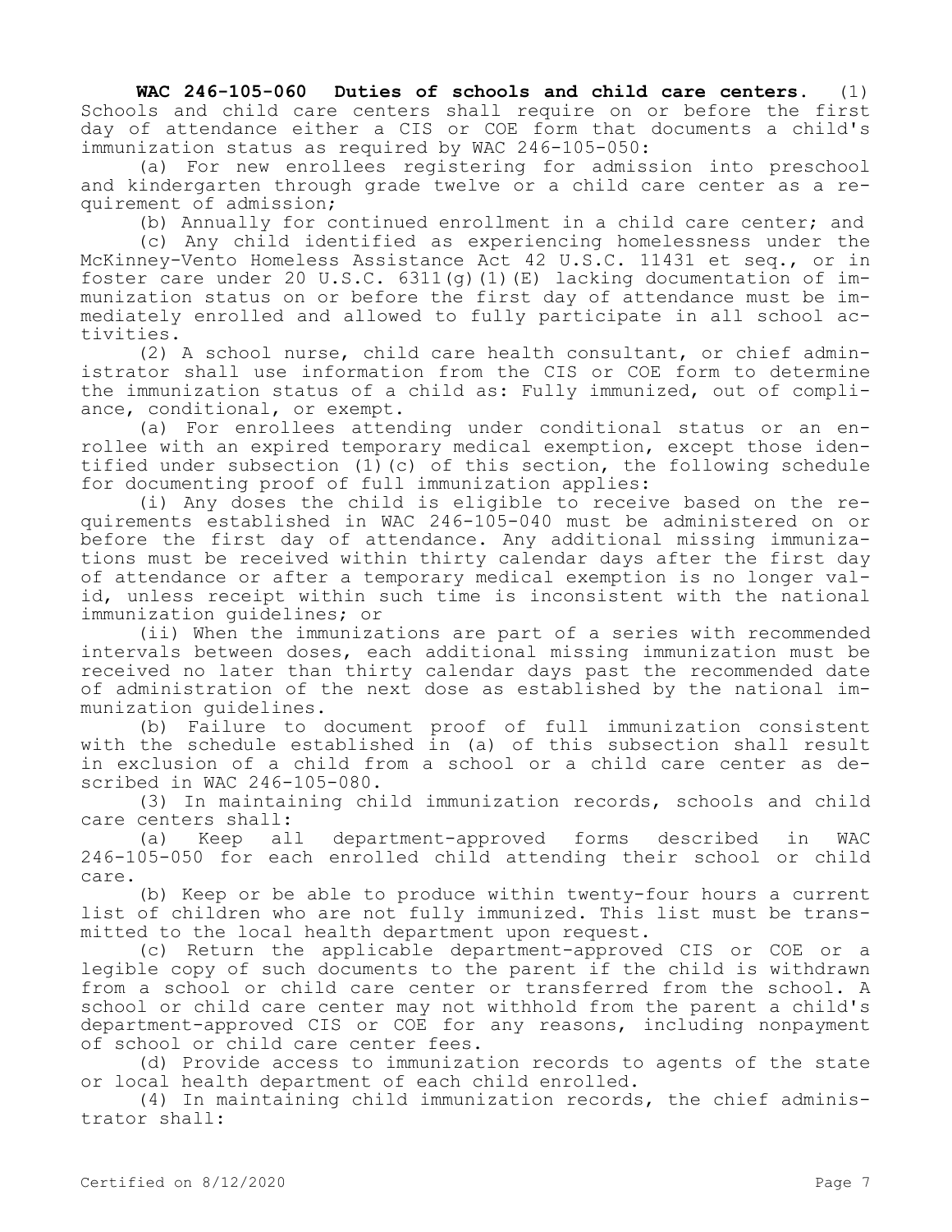**WAC 246-105-060 Duties of schools and child care centers.** (1) Schools and child care centers shall require on or before the first day of attendance either a CIS or COE form that documents a child's immunization status as required by WAC 246-105-050:

(a) For new enrollees registering for admission into preschool and kindergarten through grade twelve or a child care center as a requirement of admission;

(b) Annually for continued enrollment in a child care center; and

(c) Any child identified as experiencing homelessness under the McKinney-Vento Homeless Assistance Act 42 U.S.C. 11431 et seq., or in foster care under 20 U.S.C. 6311(g)(1)(E) lacking documentation of immunization status on or before the first day of attendance must be immediately enrolled and allowed to fully participate in all school activities.

(2) A school nurse, child care health consultant, or chief administrator shall use information from the CIS or COE form to determine the immunization status of a child as: Fully immunized, out of compliance, conditional, or exempt.

(a) For enrollees attending under conditional status or an enrollee with an expired temporary medical exemption, except those identified under subsection (1)(c) of this section, the following schedule for documenting proof of full immunization applies:

(i) Any doses the child is eligible to receive based on the requirements established in WAC 246-105-040 must be administered on or before the first day of attendance. Any additional missing immunizations must be received within thirty calendar days after the first day of attendance or after a temporary medical exemption is no longer valid, unless receipt within such time is inconsistent with the national immunization guidelines; or

(ii) When the immunizations are part of a series with recommended intervals between doses, each additional missing immunization must be received no later than thirty calendar days past the recommended date of administration of the next dose as established by the national immunization guidelines.

(b) Failure to document proof of full immunization consistent with the schedule established in (a) of this subsection shall result in exclusion of a child from a school or a child care center as described in WAC 246-105-080.

(3) In maintaining child immunization records, schools and child care centers shall:

(a) Keep all department-approved forms described in WAC 246-105-050 for each enrolled child attending their school or child care.

(b) Keep or be able to produce within twenty-four hours a current list of children who are not fully immunized. This list must be transmitted to the local health department upon request.

(c) Return the applicable department-approved CIS or COE or a legible copy of such documents to the parent if the child is withdrawn from a school or child care center or transferred from the school. A school or child care center may not withhold from the parent a child's department-approved CIS or COE for any reasons, including nonpayment of school or child care center fees.

(d) Provide access to immunization records to agents of the state or local health department of each child enrolled.

(4) In maintaining child immunization records, the chief administrator shall: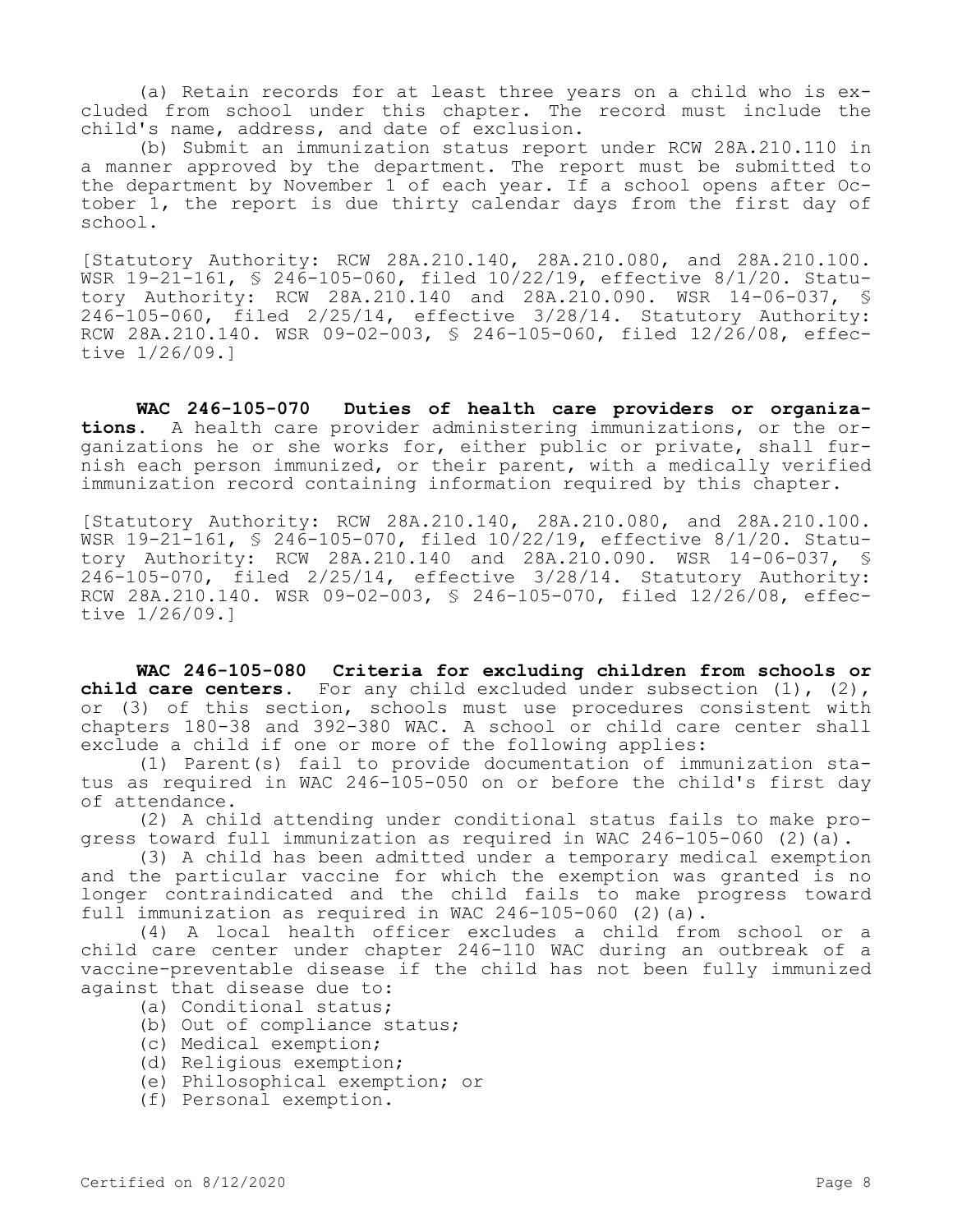(a) Retain records for at least three years on a child who is excluded from school under this chapter. The record must include the child's name, address, and date of exclusion.

(b) Submit an immunization status report under RCW 28A.210.110 in a manner approved by the department. The report must be submitted to the department by November 1 of each year. If a school opens after October 1, the report is due thirty calendar days from the first day of school.

[Statutory Authority: RCW 28A.210.140, 28A.210.080, and 28A.210.100. WSR 19-21-161, § 246-105-060, filed 10/22/19, effective 8/1/20. Statutory Authority: RCW 28A.210.140 and 28A.210.090. WSR 14-06-037, § 246-105-060, filed 2/25/14, effective 3/28/14. Statutory Authority: RCW 28A.210.140. WSR 09-02-003, § 246-105-060, filed 12/26/08, effective 1/26/09.]

**WAC 246-105-070 Duties of health care providers or organizations.** A health care provider administering immunizations, or the organizations he or she works for, either public or private, shall furnish each person immunized, or their parent, with a medically verified immunization record containing information required by this chapter.

[Statutory Authority: RCW 28A.210.140, 28A.210.080, and 28A.210.100. WSR 19-21-161, § 246-105-070, filed 10/22/19, effective 8/1/20. Statutory Authority: RCW 28A.210.140 and 28A.210.090. WSR 14-06-037, § 246-105-070, filed 2/25/14, effective 3/28/14. Statutory Authority: RCW 28A.210.140. WSR 09-02-003, § 246-105-070, filed 12/26/08, effective 1/26/09.]

**WAC 246-105-080 Criteria for excluding children from schools or child care centers.** For any child excluded under subsection (1), (2), or (3) of this section, schools must use procedures consistent with chapters 180-38 and 392-380 WAC. A school or child care center shall exclude a child if one or more of the following applies:

(1) Parent(s) fail to provide documentation of immunization status as required in WAC 246-105-050 on or before the child's first day of attendance.

(2) A child attending under conditional status fails to make progress toward full immunization as required in WAC 246-105-060 (2)(a).

(3) A child has been admitted under a temporary medical exemption and the particular vaccine for which the exemption was granted is no longer contraindicated and the child fails to make progress toward full immunization as required in WAC 246-105-060 (2)(a).

(4) A local health officer excludes a child from school or a child care center under chapter 246-110 WAC during an outbreak of a vaccine-preventable disease if the child has not been fully immunized against that disease due to:

(a) Conditional status;

(b) Out of compliance status;

(c) Medical exemption;

(d) Religious exemption;

(e) Philosophical exemption; or

(f) Personal exemption.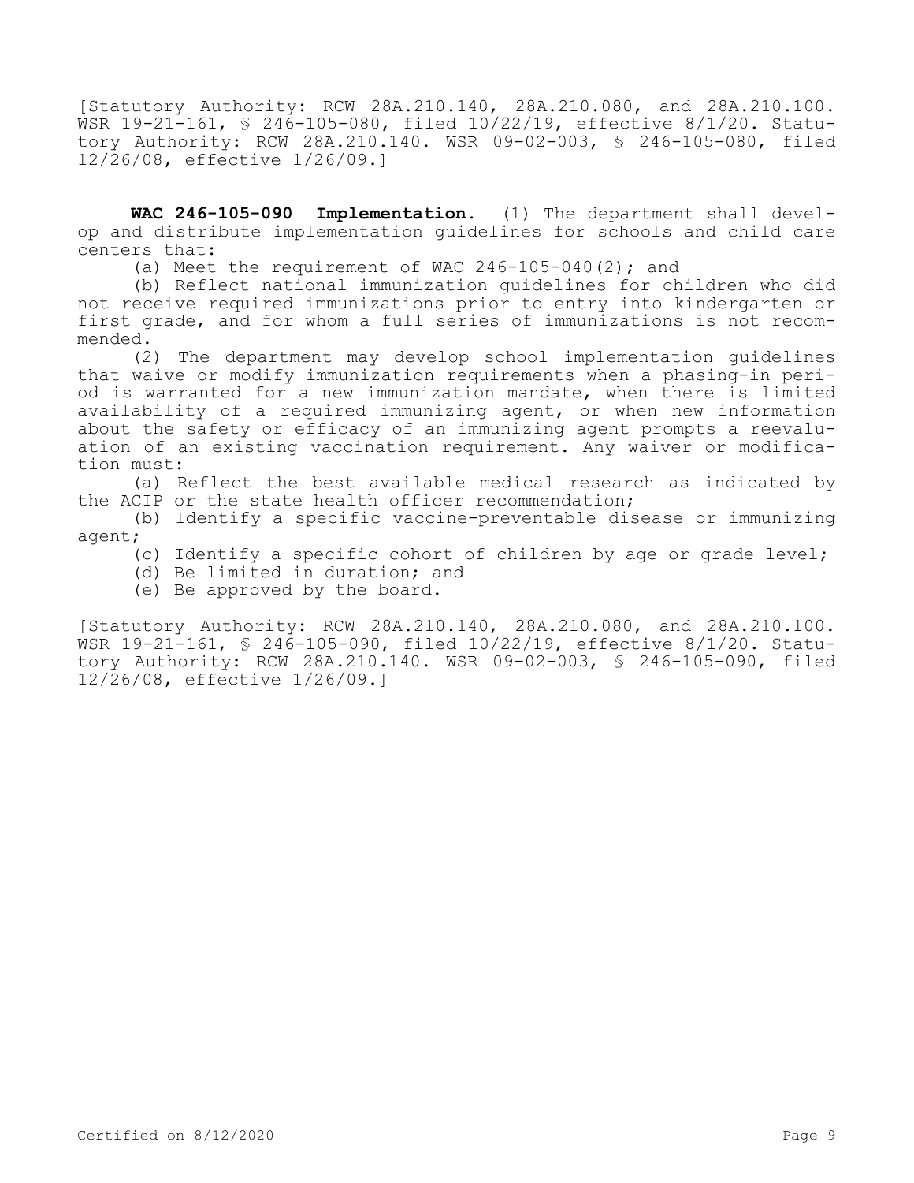[Statutory Authority: RCW 28A.210.140, 28A.210.080, and 28A.210.100. WSR 19-21-161, § 246-105-080, filed 10/22/19, effective 8/1/20. Statutory Authority: RCW 28A.210.140. WSR 09-02-003, § 246-105-080, filed 12/26/08, effective 1/26/09.]

**WAC 246-105-090 Implementation.** (1) The department shall develop and distribute implementation guidelines for schools and child care centers that:

(a) Meet the requirement of WAC 246-105-040(2); and

(b) Reflect national immunization guidelines for children who did not receive required immunizations prior to entry into kindergarten or first grade, and for whom a full series of immunizations is not recommended.

(2) The department may develop school implementation guidelines that waive or modify immunization requirements when a phasing-in period is warranted for a new immunization mandate, when there is limited availability of a required immunizing agent, or when new information about the safety or efficacy of an immunizing agent prompts a reevaluation of an existing vaccination requirement. Any waiver or modification must:

(a) Reflect the best available medical research as indicated by the ACIP or the state health officer recommendation;

(b) Identify a specific vaccine-preventable disease or immunizing agent;

(c) Identify a specific cohort of children by age or grade level;

(d) Be limited in duration; and

(e) Be approved by the board.

[Statutory Authority: RCW 28A.210.140, 28A.210.080, and 28A.210.100. WSR 19-21-161, § 246-105-090, filed 10/22/19, effective 8/1/20. Statutory Authority: RCW 28A.210.140. WSR 09-02-003, § 246-105-090, filed 12/26/08, effective 1/26/09.]